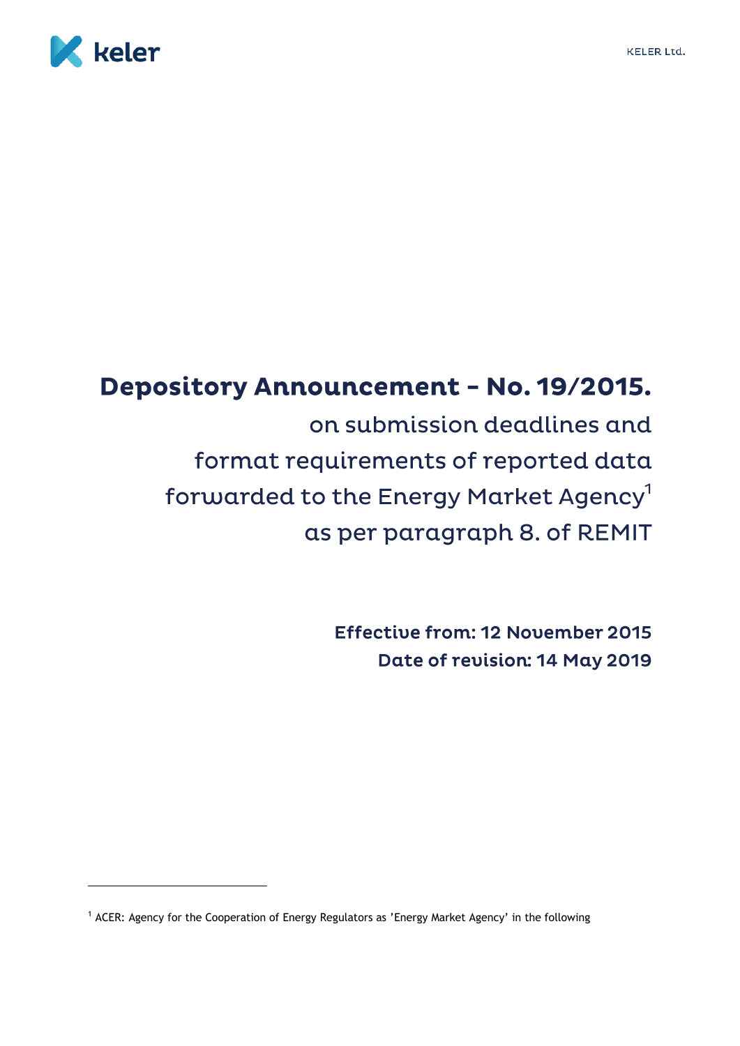# Depository Announcement – No. 19/2015.

## on submission deadlines and format requirements of reported data forwarded to the Energy Market Agency[1] as per paragraph 8. of REMIT

**Effective from: 12 November 2015**
**Date of revision: 14 May 2019**

---

[1] ACER: Agency for the Cooperation of Energy Regulators as 'Energy Market Agency' in the following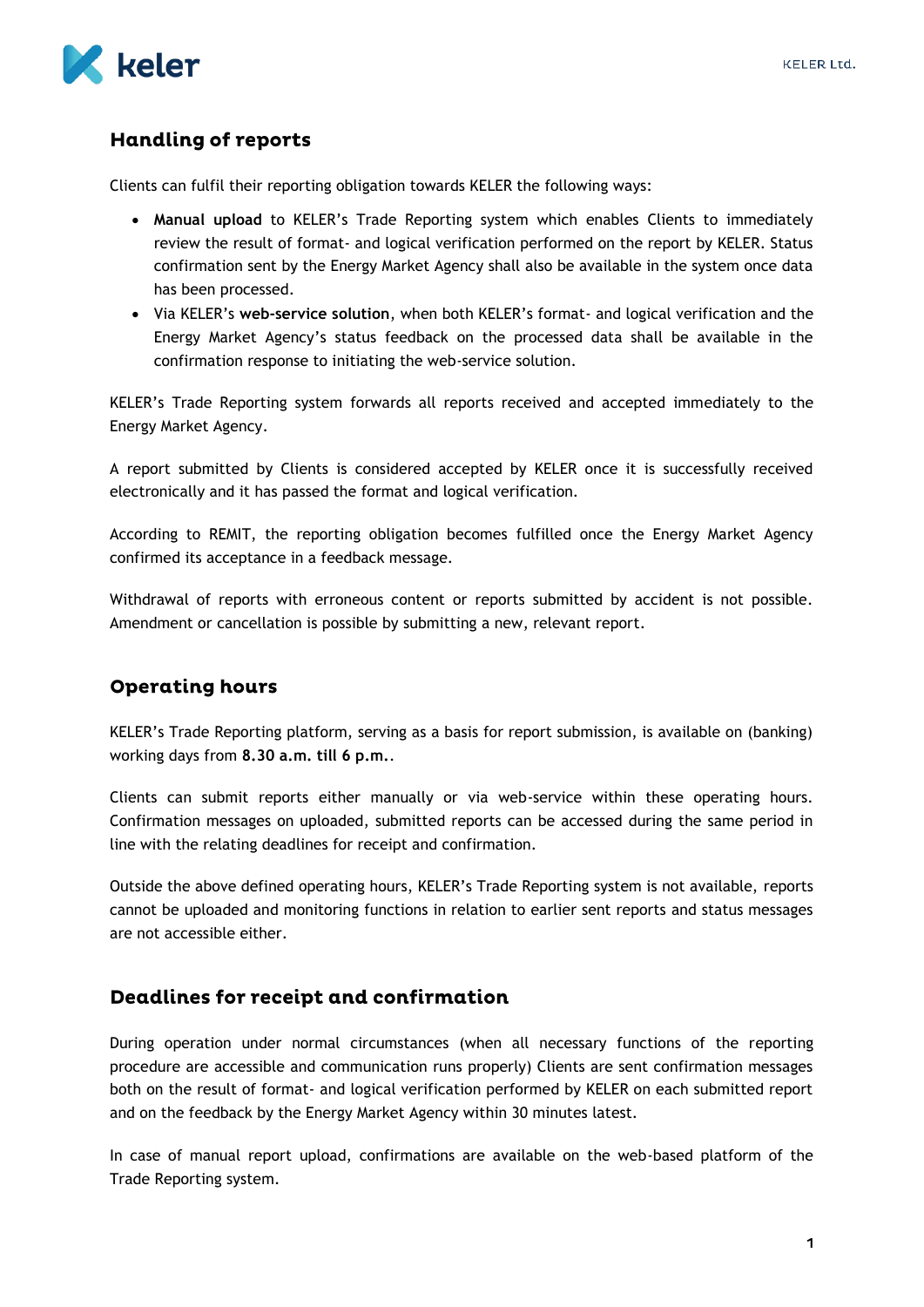## Handling of reports

Clients can fulfil their reporting obligation towards KELER the following ways:

- **Manual upload** to KELER's Trade Reporting system which enables Clients to immediately review the result of format- and logical verification performed on the report by KELER. Status confirmation sent by the Energy Market Agency shall also be available in the system once data has been processed.
- Via KELER's **web-service solution**, when both KELER's format- and logical verification and the Energy Market Agency's status feedback on the processed data shall be available in the confirmation response to initiating the web-service solution.

KELER's Trade Reporting system forwards all reports received and accepted immediately to the Energy Market Agency.

A report submitted by Clients is considered accepted by KELER once it is successfully received electronically and it has passed the format and logical verification.

According to REMIT, the reporting obligation becomes fulfilled once the Energy Market Agency confirmed its acceptance in a feedback message.

Withdrawal of reports with erroneous content or reports submitted by accident is not possible. Amendment or cancellation is possible by submitting a new, relevant report.

## Operating hours

KELER's Trade Reporting platform, serving as a basis for report submission, is available on (banking) working days from **8.30 a.m. till 6 p.m.**.

Clients can submit reports either manually or via web-service within these operating hours. Confirmation messages on uploaded, submitted reports can be accessed during the same period in line with the relating deadlines for receipt and confirmation.

Outside the above defined operating hours, KELER's Trade Reporting system is not available, reports cannot be uploaded and monitoring functions in relation to earlier sent reports and status messages are not accessible either.

## Deadlines for receipt and confirmation

During operation under normal circumstances (when all necessary functions of the reporting procedure are accessible and communication runs properly) Clients are sent confirmation messages both on the result of format- and logical verification performed by KELER on each submitted report and on the feedback by the Energy Market Agency within 30 minutes latest.

In case of manual report upload, confirmations are available on the web-based platform of the Trade Reporting system.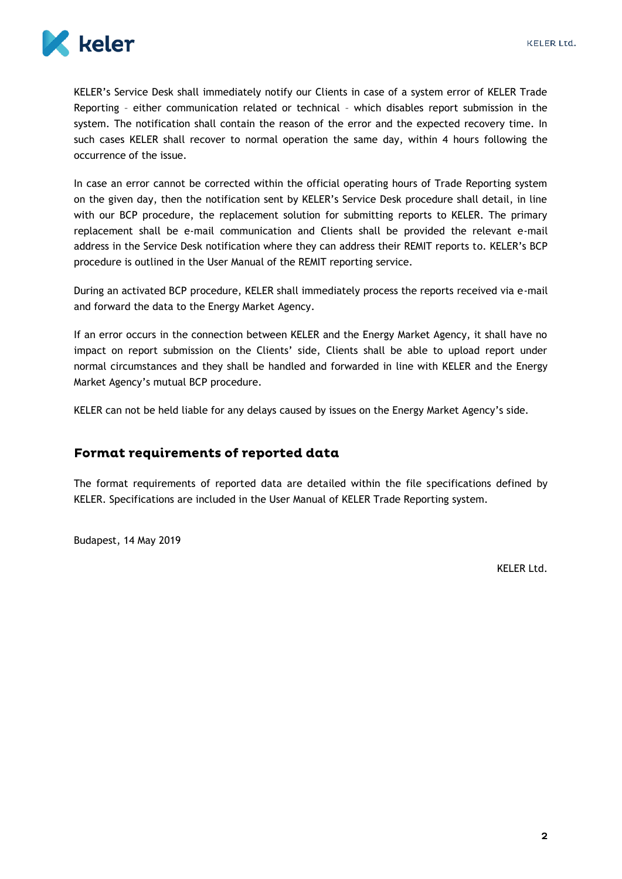KELER's Service Desk shall immediately notify our Clients in case of a system error of KELER Trade Reporting – either communication related or technical – which disables report submission in the system. The notification shall contain the reason of the error and the expected recovery time. In such cases KELER shall recover to normal operation the same day, within 4 hours following the occurrence of the issue.

In case an error cannot be corrected within the official operating hours of Trade Reporting system on the given day, then the notification sent by KELER's Service Desk procedure shall detail, in line with our BCP procedure, the replacement solution for submitting reports to KELER. The primary replacement shall be e-mail communication and Clients shall be provided the relevant e-mail address in the Service Desk notification where they can address their REMIT reports to. KELER's BCP procedure is outlined in the User Manual of the REMIT reporting service.

During an activated BCP procedure, KELER shall immediately process the reports received via e-mail and forward the data to the Energy Market Agency.

If an error occurs in the connection between KELER and the Energy Market Agency, it shall have no impact on report submission on the Clients' side, Clients shall be able to upload report under normal circumstances and they shall be handled and forwarded in line with KELER and the Energy Market Agency's mutual BCP procedure.

KELER can not be held liable for any delays caused by issues on the Energy Market Agency's side.

## Format requirements of reported data

The format requirements of reported data are detailed within the file specifications defined by KELER. Specifications are included in the User Manual of KELER Trade Reporting system.

Budapest, 14 May 2019

KELER Ltd.